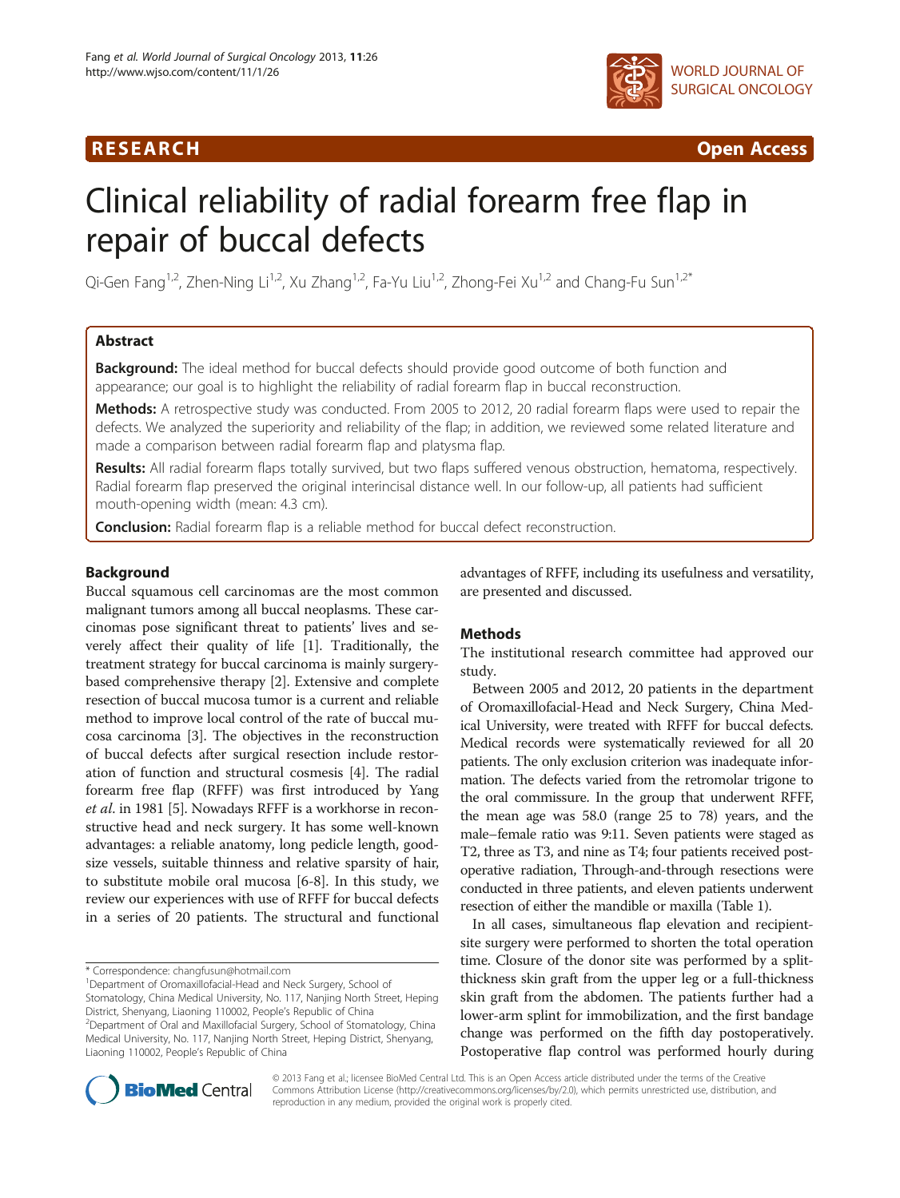RESEARCH Open Access

# Clinical reliability of radial forearm free flap in repair of buccal defects

Qi-Gen Fang[1,2], Zhen-Ning Li[1,2], Xu Zhang[1,2], Fa-Yu Liu[1,2], Zhong-Fei Xu[1,2] and Chang-Fu Sun[1,2*]

## Abstract

**Background:** The ideal method for buccal defects should provide good outcome of both function and appearance; our goal is to highlight the reliability of radial forearm flap in buccal reconstruction.

**Methods:** A retrospective study was conducted. From 2005 to 2012, 20 radial forearm flaps were used to repair the defects. We analyzed the superiority and reliability of the flap; in addition, we reviewed some related literature and made a comparison between radial forearm flap and platysma flap.

**Results:** All radial forearm flaps totally survived, but two flaps suffered venous obstruction, hematoma, respectively. Radial forearm flap preserved the original interincisal distance well. In our follow-up, all patients had sufficient mouth-opening width (mean: 4.3 cm).

**Conclusion:** Radial forearm flap is a reliable method for buccal defect reconstruction.

## Background

Buccal squamous cell carcinomas are the most common malignant tumors among all buccal neoplasms. These carcinomas pose significant threat to patients' lives and severely affect their quality of life [1]. Traditionally, the treatment strategy for buccal carcinoma is mainly surgery-based comprehensive therapy [2]. Extensive and complete resection of buccal mucosa tumor is a current and reliable method to improve local control of the rate of buccal mucosa carcinoma [3]. The objectives in the reconstruction of buccal defects after surgical resection include restoration of function and structural cosmesis [4]. The radial forearm free flap (RFFF) was first introduced by Yang *et al*. in 1981 [5]. Nowadays RFFF is a workhorse in reconstructive head and neck surgery. It has some well-known advantages: a reliable anatomy, long pedicle length, good-size vessels, suitable thinness and relative sparsity of hair, to substitute mobile oral mucosa [6-8]. In this study, we review our experiences with use of RFFF for buccal defects in a series of 20 patients. The structural and functional advantages of RFFF, including its usefulness and versatility, are presented and discussed.

## Methods

The institutional research committee had approved our study.

Between 2005 and 2012, 20 patients in the department of Oromaxillofacial-Head and Neck Surgery, China Medical University, were treated with RFFF for buccal defects. Medical records were systematically reviewed for all 20 patients. The only exclusion criterion was inadequate information. The defects varied from the retromolar trigone to the oral commissure. In the group that underwent RFFF, the mean age was 58.0 (range 25 to 78) years, and the male–female ratio was 9:11. Seven patients were staged as T2, three as T3, and nine as T4; four patients received postoperative radiation, Through-and-through resections were conducted in three patients, and eleven patients underwent resection of either the mandible or maxilla (Table 1).

In all cases, simultaneous flap elevation and recipient-site surgery were performed to shorten the total operation time. Closure of the donor site was performed by a split-thickness skin graft from the upper leg or a full-thickness skin graft from the abdomen. The patients further had a lower-arm splint for immobilization, and the first bandage change was performed on the fifth day postoperatively. Postoperative flap control was performed hourly during

\* Correspondence: changfusun@hotmail.com
[1]Department of Oromaxillofacial-Head and Neck Surgery, School of Stomatology, China Medical University, No. 117, Nanjing North Street, Heping District, Shenyang, Liaoning 110002, People's Republic of China
[2]Department of Oral and Maxillofacial Surgery, School of Stomatology, China Medical University, No. 117, Nanjing North Street, Heping District, Shenyang, Liaoning 110002, People's Republic of China

© 2013 Fang et al.; licensee BioMed Central Ltd. This is an Open Access article distributed under the terms of the Creative Commons Attribution License (http://creativecommons.org/licenses/by/2.0), which permits unrestricted use, distribution, and reproduction in any medium, provided the original work is properly cited.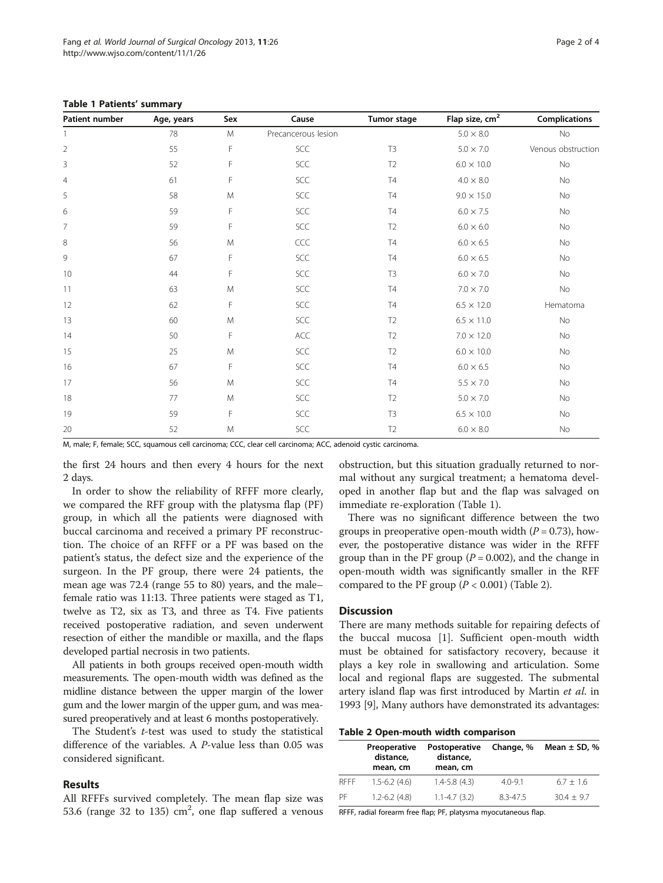**Table 1 Patients' summary**

| Patient number | Age, years | Sex | Cause | Tumor stage | Flap size, cm$^2$ | Complications |
|---|---|---|---|---|---|---|
| 1 | 78 | M | Precancerous lesion | | 5.0 × 8.0 | No |
| 2 | 55 | F | SCC | T3 | 5.0 × 7.0 | Venous obstruction |
| 3 | 52 | F | SCC | T2 | 6.0 × 10.0 | No |
| 4 | 61 | F | SCC | T4 | 4.0 × 8.0 | No |
| 5 | 58 | M | SCC | T4 | 9.0 × 15.0 | No |
| 6 | 59 | F | SCC | T4 | 6.0 × 7.5 | No |
| 7 | 59 | F | SCC | T2 | 6.0 × 6.0 | No |
| 8 | 56 | M | CCC | T4 | 6.0 × 6.5 | No |
| 9 | 67 | F | SCC | T4 | 6.0 × 6.5 | No |
| 10 | 44 | F | SCC | T3 | 6.0 × 7.0 | No |
| 11 | 63 | M | SCC | T4 | 7.0 × 7.0 | No |
| 12 | 62 | F | SCC | T4 | 6.5 × 12.0 | Hematoma |
| 13 | 60 | M | SCC | T2 | 6.5 × 11.0 | No |
| 14 | 50 | F | ACC | T2 | 7.0 × 12.0 | No |
| 15 | 25 | M | SCC | T2 | 6.0 × 10.0 | No |
| 16 | 67 | F | SCC | T4 | 6.0 × 6.5 | No |
| 17 | 56 | M | SCC | T4 | 5.5 × 7.0 | No |
| 18 | 77 | M | SCC | T2 | 5.0 × 7.0 | No |
| 19 | 59 | F | SCC | T3 | 6.5 × 10.0 | No |
| 20 | 52 | M | SCC | T2 | 6.0 × 8.0 | No |

M, male; F, female; SCC, squamous cell carcinoma; CCC, clear cell carcinoma; ACC, adenoid cystic carcinoma.

the first 24 hours and then every 4 hours for the next 2 days.

In order to show the reliability of RFFF more clearly, we compared the RFF group with the platysma flap (PF) group, in which all the patients were diagnosed with buccal carcinoma and received a primary PF reconstruction. The choice of an RFFF or a PF was based on the patient's status, the defect size and the experience of the surgeon. In the PF group, there were 24 patients, the mean age was 72.4 (range 55 to 80) years, and the male–female ratio was 11:13. Three patients were staged as T1, twelve as T2, six as T3, and three as T4. Five patients received postoperative radiation, and seven underwent resection of either the mandible or maxilla, and the flaps developed partial necrosis in two patients.

All patients in both groups received open-mouth width measurements. The open-mouth width was defined as the midline distance between the upper margin of the lower gum and the lower margin of the upper gum, and was measured preoperatively and at least 6 months postoperatively.

The Student's *t*-test was used to study the statistical difference of the variables. A *P*-value less than 0.05 was considered significant.

## Results

All RFFFs survived completely. The mean flap size was 53.6 (range 32 to 135) cm$^2$, one flap suffered a venous obstruction, but this situation gradually returned to normal without any surgical treatment; a hematoma developed in another flap but and the flap was salvaged on immediate re-exploration (Table 1).

There was no significant difference between the two groups in preoperative open-mouth width ($P = 0.73$), however, the postoperative distance was wider in the RFFF group than in the PF group ($P = 0.002$), and the change in open-mouth width was significantly smaller in the RFF compared to the PF group ($P < 0.001$) (Table 2).

## Discussion

There are many methods suitable for repairing defects of the buccal mucosa [1]. Sufficient open-mouth width must be obtained for satisfactory recovery, because it plays a key role in swallowing and articulation. Some local and regional flaps are suggested. The submental artery island flap was first introduced by Martin *et al.* in 1993 [9], Many authors have demonstrated its advantages:

**Table 2 Open-mouth width comparison**

| | Preoperative distance, mean, cm | Postoperative distance, mean, cm | Change, % | Mean ± SD, % |
|---|---|---|---|---|
| RFFF | 1.5-6.2 (4.6) | 1.4-5.8 (4.3) | 4.0-9.1 | 6.7 ± 1.6 |
| PF | 1.2-6.2 (4.8) | 1.1-4.7 (3.2) | 8.3-47.5 | 30.4 ± 9.7 |

RFFF, radial forearm free flap; PF, platysma myocutaneous flap.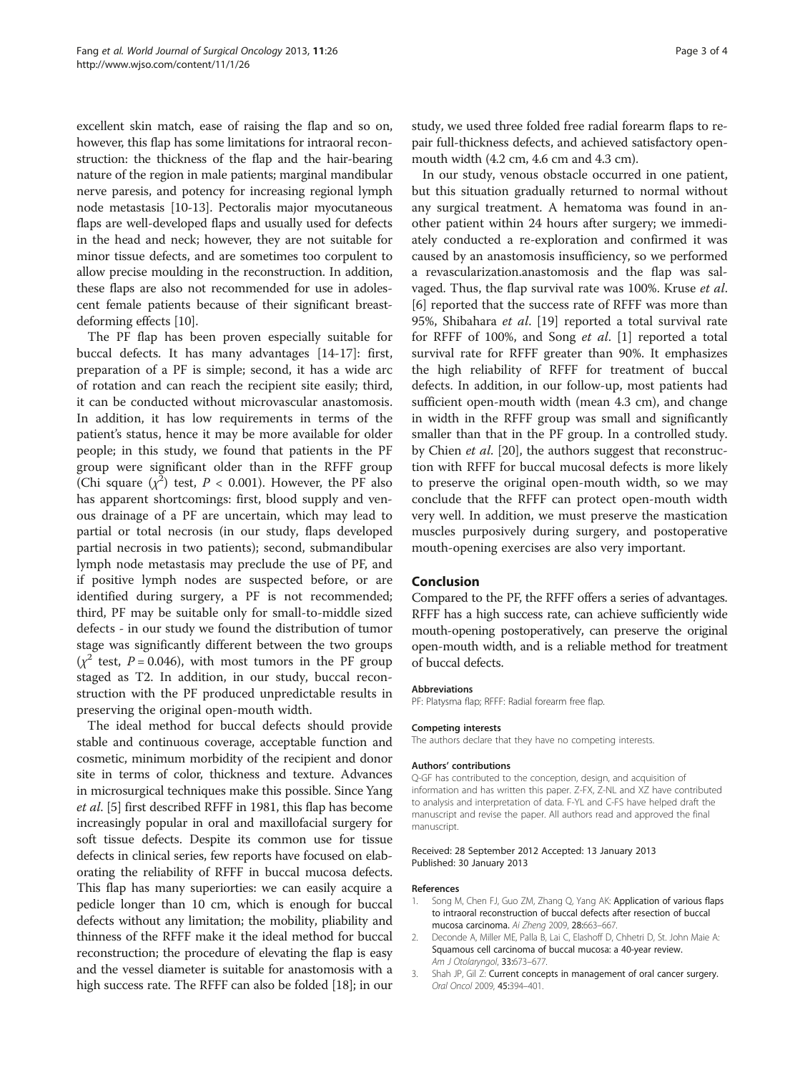excellent skin match, ease of raising the flap and so on, however, this flap has some limitations for intraoral reconstruction: the thickness of the flap and the hair-bearing nature of the region in male patients; marginal mandibular nerve paresis, and potency for increasing regional lymph node metastasis [10-13]. Pectoralis major myocutaneous flaps are well-developed flaps and usually used for defects in the head and neck; however, they are not suitable for minor tissue defects, and are sometimes too corpulent to allow precise moulding in the reconstruction. In addition, these flaps are also not recommended for use in adolescent female patients because of their significant breast-deforming effects [10].

The PF flap has been proven especially suitable for buccal defects. It has many advantages [14-17]: first, preparation of a PF is simple; second, it has a wide arc of rotation and can reach the recipient site easily; third, it can be conducted without microvascular anastomosis. In addition, it has low requirements in terms of the patient's status, hence it may be more available for older people; in this study, we found that patients in the PF group were significant older than in the RFFF group (Chi square ($\chi^2$) test, $P < 0.001$). However, the PF also has apparent shortcomings: first, blood supply and venous drainage of a PF are uncertain, which may lead to partial or total necrosis (in our study, flaps developed partial necrosis in two patients); second, submandibular lymph node metastasis may preclude the use of PF, and if positive lymph nodes are suspected before, or are identified during surgery, a PF is not recommended; third, PF may be suitable only for small-to-middle sized defects - in our study we found the distribution of tumor stage was significantly different between the two groups ($\chi^2$ test, $P = 0.046$), with most tumors in the PF group staged as T2. In addition, in our study, buccal reconstruction with the PF produced unpredictable results in preserving the original open-mouth width.

The ideal method for buccal defects should provide stable and continuous coverage, acceptable function and cosmetic, minimum morbidity of the recipient and donor site in terms of color, thickness and texture. Advances in microsurgical techniques make this possible. Since Yang *et al.* [5] first described RFFF in 1981, this flap has become increasingly popular in oral and maxillofacial surgery for soft tissue defects. Despite its common use for tissue defects in clinical series, few reports have focused on elaborating the reliability of RFFF in buccal mucosa defects. This flap has many superiorties: we can easily acquire a pedicle longer than 10 cm, which is enough for buccal defects without any limitation; the mobility, pliability and thinness of the RFFF make it the ideal method for buccal reconstruction; the procedure of elevating the flap is easy and the vessel diameter is suitable for anastomosis with a high success rate. The RFFF can also be folded [18]; in our study, we used three folded free radial forearm flaps to repair full-thickness defects, and achieved satisfactory open-mouth width (4.2 cm, 4.6 cm and 4.3 cm).

In our study, venous obstacle occurred in one patient, but this situation gradually returned to normal without any surgical treatment. A hematoma was found in another patient within 24 hours after surgery; we immediately conducted a re-exploration and confirmed it was caused by an anastomosis insufficiency, so we performed a revascularization.anastomosis and the flap was salvaged. Thus, the flap survival rate was 100%. Kruse *et al.* [6] reported that the success rate of RFFF was more than 95%, Shibahara *et al.* [19] reported a total survival rate for RFFF of 100%, and Song *et al.* [1] reported a total survival rate for RFFF greater than 90%. It emphasizes the high reliability of RFFF for treatment of buccal defects. In addition, in our follow-up, most patients had sufficient open-mouth width (mean 4.3 cm), and change in width in the RFFF group was small and significantly smaller than that in the PF group. In a controlled study. by Chien *et al.* [20], the authors suggest that reconstruction with RFFF for buccal mucosal defects is more likely to preserve the original open-mouth width, so we may conclude that the RFFF can protect open-mouth width very well. In addition, we must preserve the mastication muscles purposively during surgery, and postoperative mouth-opening exercises are also very important.

## Conclusion

Compared to the PF, the RFFF offers a series of advantages. RFFF has a high success rate, can achieve sufficiently wide mouth-opening postoperatively, can preserve the original open-mouth width, and is a reliable method for treatment of buccal defects.

#### Abbreviations

PF: Platysma flap; RFFF: Radial forearm free flap.

#### Competing interests

The authors declare that they have no competing interests.

#### Authors' contributions

Q-GF has contributed to the conception, design, and acquisition of information and has written this paper. Z-FX, Z-NL and XZ have contributed to analysis and interpretation of data. F-YL and C-FS have helped draft the manuscript and revise the paper. All authors read and approved the final manuscript.

Received: 28 September 2012 Accepted: 13 January 2013
Published: 30 January 2013

#### References

1. Song M, Chen FJ, Guo ZM, Zhang Q, Yang AK: Application of various flaps to intraoral reconstruction of buccal defects after resection of buccal mucosa carcinoma. *Ai Zheng* 2009, **28:**663–667.
2. Deconde A, Miller ME, Palla B, Lai C, Elashoff D, Chhetri D, St. John Maie A: Squamous cell carcinoma of buccal mucosa: a 40-year review. *Am J Otolaryngol*, **33:**673–677.
3. Shah JP, Gil Z: Current concepts in management of oral cancer surgery. *Oral Oncol* 2009, **45:**394–401.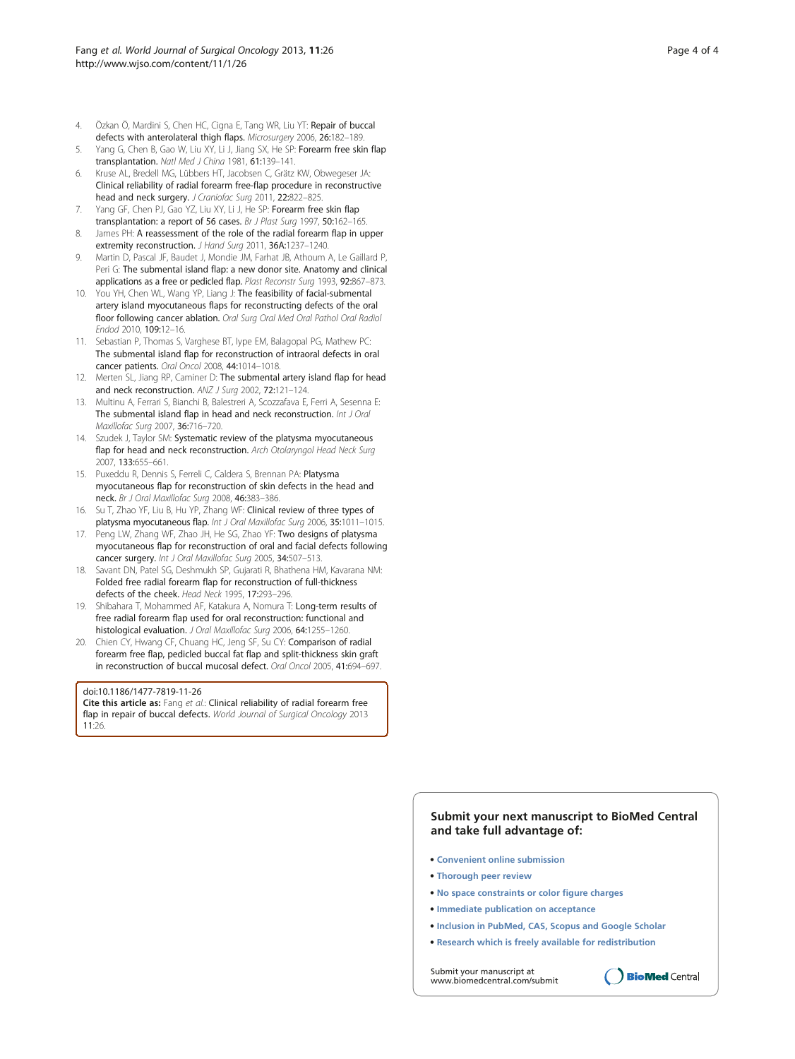4. Özkan Ö, Mardini S, Chen HC, Cigna E, Tang WR, Liu YT: Repair of buccal defects with anterolateral thigh flaps. *Microsurgery* 2006, **26**:182–189.
5. Yang G, Chen B, Gao W, Liu XY, Li J, Jiang SX, He SP: Forearm free skin flap transplantation. *Natl Med J China* 1981, **61**:139–141.
6. Kruse AL, Bredell MG, Lübbers HT, Jacobsen C, Grätz KW, Obwegeser JA: Clinical reliability of radial forearm free-flap procedure in reconstructive head and neck surgery. *J Craniofac Surg* 2011, **22**:822–825.
7. Yang GF, Chen PJ, Gao YZ, Liu XY, Li J, He SP: Forearm free skin flap transplantation: a report of 56 cases. *Br J Plast Surg* 1997, **50**:162–165.
8. James PH: A reassessment of the role of the radial forearm flap in upper extremity reconstruction. *J Hand Surg* 2011, **36A**:1237–1240.
9. Martin D, Pascal JF, Baudet J, Mondie JM, Farhat JB, Athoum A, Le Gaillard P, Peri G: The submental island flap: a new donor site. Anatomy and clinical applications as a free or pedicled flap. *Plast Reconstr Surg* 1993, **92**:867–873.
10. You YH, Chen WL, Wang YP, Liang J: The feasibility of facial-submental artery island myocutaneous flaps for reconstructing defects of the oral floor following cancer ablation. *Oral Surg Oral Med Oral Pathol Oral Radiol Endod* 2010, **109**:12–16.
11. Sebastian P, Thomas S, Varghese BT, Iype EM, Balagopal PG, Mathew PC: The submental island flap for reconstruction of intraoral defects in oral cancer patients. *Oral Oncol* 2008, **44**:1014–1018.
12. Merten SL, Jiang RP, Caminer D: The submental artery island flap for head and neck reconstruction. *ANZ J Surg* 2002, **72**:121–124.
13. Multinu A, Ferrari S, Bianchi B, Balestreri A, Scozzafava E, Ferri A, Sesenna E: The submental island flap in head and neck reconstruction. *Int J Oral Maxillofac Surg* 2007, **36**:716–720.
14. Szudek J, Taylor SM: Systematic review of the platysma myocutaneous flap for head and neck reconstruction. *Arch Otolaryngol Head Neck Surg* 2007, **133**:655–661.
15. Puxeddu R, Dennis S, Ferreli C, Caldera S, Brennan PA: Platysma myocutaneous flap for reconstruction of skin defects in the head and neck. *Br J Oral Maxillofac Surg* 2008, **46**:383–386.
16. Su T, Zhao YF, Liu B, Hu YP, Zhang WF: Clinical review of three types of platysma myocutaneous flap. *Int J Oral Maxillofac Surg* 2006, **35**:1011–1015.
17. Peng LW, Zhang WF, Zhao JH, He SG, Zhao YF: Two designs of platysma myocutaneous flap for reconstruction of oral and facial defects following cancer surgery. *Int J Oral Maxillofac Surg* 2005, **34**:507–513.
18. Savant DN, Patel SG, Deshmukh SP, Gujarati R, Bhathena HM, Kavarana NM: Folded free radial forearm flap for reconstruction of full-thickness defects of the cheek. *Head Neck* 1995, **17**:293–296.
19. Shibahara T, Mohammed AF, Katakura A, Nomura T: Long-term results of free radial forearm flap used for oral reconstruction: functional and histological evaluation. *J Oral Maxillofac Surg* 2006, **64**:1255–1260.
20. Chien CY, Hwang CF, Chuang HC, Jeng SF, Su CY: Comparison of radial forearm free flap, pedicled buccal fat flap and split-thickness skin graft in reconstruction of buccal mucosal defect. *Oral Oncol* 2005, **41**:694–697.

doi:10.1186/1477-7819-11-26
**Cite this article as:** Fang *et al.*: Clinical reliability of radial forearm free flap in repair of buccal defects. *World Journal of Surgical Oncology* 2013 11:26.

**Submit your next manuscript to BioMed Central and take full advantage of:**

- **Convenient online submission**
- **Thorough peer review**
- **No space constraints or color figure charges**
- **Immediate publication on acceptance**
- **Inclusion in PubMed, CAS, Scopus and Google Scholar**
- **Research which is freely available for redistribution**

Submit your manuscript at
www.biomedcentral.com/submit

BioMed Central